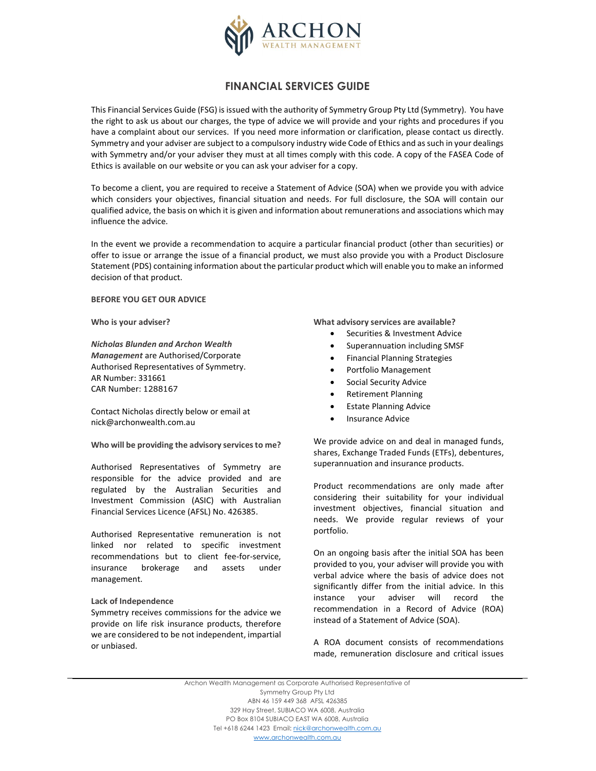# FINANCIAL SERVICES GUIDE

This Financial Services Guide (FSG) is issued with the authority of Symmetry Group Pty Ltd (Symmetry). You have the right to ask us about our charges, the type of advice we will provide and your rights and procedures if you have a complaint about our services. If you need more information or clarification, please contact us directly. Symmetry and your adviser are subject to a compulsory industry wide Code of Ethics and as such in your dealings with Symmetry and/or your adviser they must at all times comply with this code. A copy of the FASEA Code of Ethics is available on our website or you can ask your adviser for a copy.

To become a client, you are required to receive a Statement of Advice (SOA) when we provide you with advice which considers your objectives, financial situation and needs. For full disclosure, the SOA will contain our qualified advice, the basis on which it is given and information about remunerations and associations which may influence the advice.

In the event we provide a recommendation to acquire a particular financial product (other than securities) or offer to issue or arrange the issue of a financial product, we must also provide you with a Product Disclosure Statement (PDS) containing information about the particular product which will enable you to make an informed decision of that product.

## BEFORE YOU GET OUR ADVICE

**Who is your adviser?**

***Nicholas Blunden and Archon Wealth Management*** are Authorised/Corporate Authorised Representatives of Symmetry.
AR Number: 331661
CAR Number: 1288167

Contact Nicholas directly below or email at nick@archonwealth.com.au

**Who will be providing the advisory services to me?**

Authorised Representatives of Symmetry are responsible for the advice provided and are regulated by the Australian Securities and Investment Commission (ASIC) with Australian Financial Services Licence (AFSL) No. 426385.

Authorised Representative remuneration is not linked nor related to specific investment recommendations but to client fee-for-service, insurance brokerage and assets under management.

**Lack of Independence**

Symmetry receives commissions for the advice we provide on life risk insurance products, therefore we are considered to be not independent, impartial or unbiased.

**What advisory services are available?**

- Securities & Investment Advice
- Superannuation including SMSF
- Financial Planning Strategies
- Portfolio Management
- Social Security Advice
- Retirement Planning
- Estate Planning Advice
- Insurance Advice

We provide advice on and deal in managed funds, shares, Exchange Traded Funds (ETFs), debentures, superannuation and insurance products.

Product recommendations are only made after considering their suitability for your individual investment objectives, financial situation and needs. We provide regular reviews of your portfolio.

On an ongoing basis after the initial SOA has been provided to you, your adviser will provide you with verbal advice where the basis of advice does not significantly differ from the initial advice. In this instance your adviser will record the recommendation in a Record of Advice (ROA) instead of a Statement of Advice (SOA).

A ROA document consists of recommendations made, remuneration disclosure and critical issues

Archon Wealth Management as Corporate Authorised Representative of Symmetry Group Pty Ltd
ABN 46 159 449 368 AFSL 426385
329 Hay Street, SUBIACO WA 6008, Australia
PO Box 8104 SUBIACO EAST WA 6008, Australia
Tel +618 6244 1423 Email: nick@archonwealth.com.au
www.archonwealth.com.au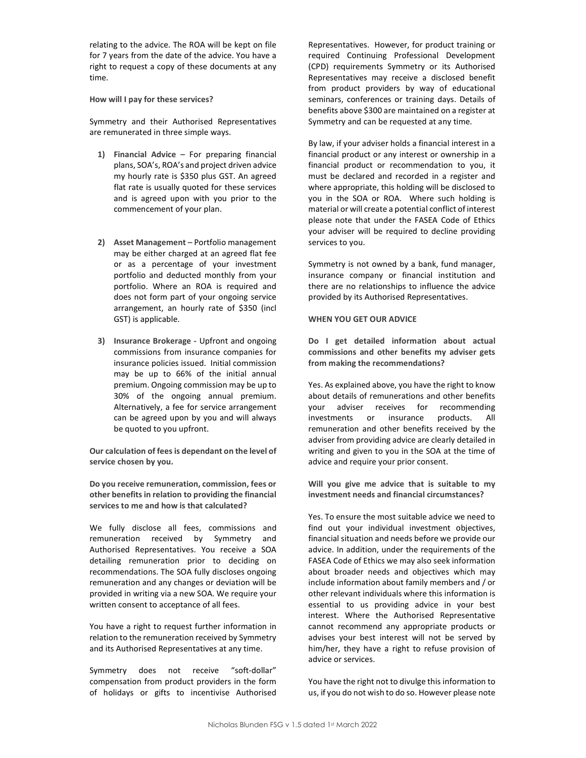relating to the advice. The ROA will be kept on file for 7 years from the date of the advice. You have a right to request a copy of these documents at any time.

**How will I pay for these services?**

Symmetry and their Authorised Representatives are remunerated in three simple ways.

1) **Financial Advice** – For preparing financial plans, SOA's, ROA's and project driven advice my hourly rate is $350 plus GST. An agreed flat rate is usually quoted for these services and is agreed upon with you prior to the commencement of your plan.

2) **Asset Management** – Portfolio management may be either charged at an agreed flat fee or as a percentage of your investment portfolio and deducted monthly from your portfolio. Where an ROA is required and does not form part of your ongoing service arrangement, an hourly rate of $350 (incl GST) is applicable.

3) **Insurance Brokerage** - Upfront and ongoing commissions from insurance companies for insurance policies issued. Initial commission may be up to 66% of the initial annual premium. Ongoing commission may be up to 30% of the ongoing annual premium. Alternatively, a fee for service arrangement can be agreed upon by you and will always be quoted to you upfront.

**Our calculation of fees is dependant on the level of service chosen by you.**

**Do you receive remuneration, commission, fees or other benefits in relation to providing the financial services to me and how is that calculated?**

We fully disclose all fees, commissions and remuneration received by Symmetry and Authorised Representatives. You receive a SOA detailing remuneration prior to deciding on recommendations. The SOA fully discloses ongoing remuneration and any changes or deviation will be provided in writing via a new SOA. We require your written consent to acceptance of all fees.

You have a right to request further information in relation to the remuneration received by Symmetry and its Authorised Representatives at any time.

Symmetry does not receive "soft-dollar" compensation from product providers in the form of holidays or gifts to incentivise Authorised Representatives. However, for product training or required Continuing Professional Development (CPD) requirements Symmetry or its Authorised Representatives may receive a disclosed benefit from product providers by way of educational seminars, conferences or training days. Details of benefits above $300 are maintained on a register at Symmetry and can be requested at any time.

By law, if your adviser holds a financial interest in a financial product or any interest or ownership in a financial product or recommendation to you, it must be declared and recorded in a register and where appropriate, this holding will be disclosed to you in the SOA or ROA. Where such holding is material or will create a potential conflict of interest please note that under the FASEA Code of Ethics your adviser will be required to decline providing services to you.

Symmetry is not owned by a bank, fund manager, insurance company or financial institution and there are no relationships to influence the advice provided by its Authorised Representatives.

**WHEN YOU GET OUR ADVICE**

**Do I get detailed information about actual commissions and other benefits my adviser gets from making the recommendations?**

Yes. As explained above, you have the right to know about details of remunerations and other benefits your adviser receives for recommending investments or insurance products. All remuneration and other benefits received by the adviser from providing advice are clearly detailed in writing and given to you in the SOA at the time of advice and require your prior consent.

**Will you give me advice that is suitable to my investment needs and financial circumstances?**

Yes. To ensure the most suitable advice we need to find out your individual investment objectives, financial situation and needs before we provide our advice. In addition, under the requirements of the FASEA Code of Ethics we may also seek information about broader needs and objectives which may include information about family members and / or other relevant individuals where this information is essential to us providing advice in your best interest. Where the Authorised Representative cannot recommend any appropriate products or advises your best interest will not be served by him/her, they have a right to refuse provision of advice or services.

You have the right not to divulge this information to us, if you do not wish to do so. However please note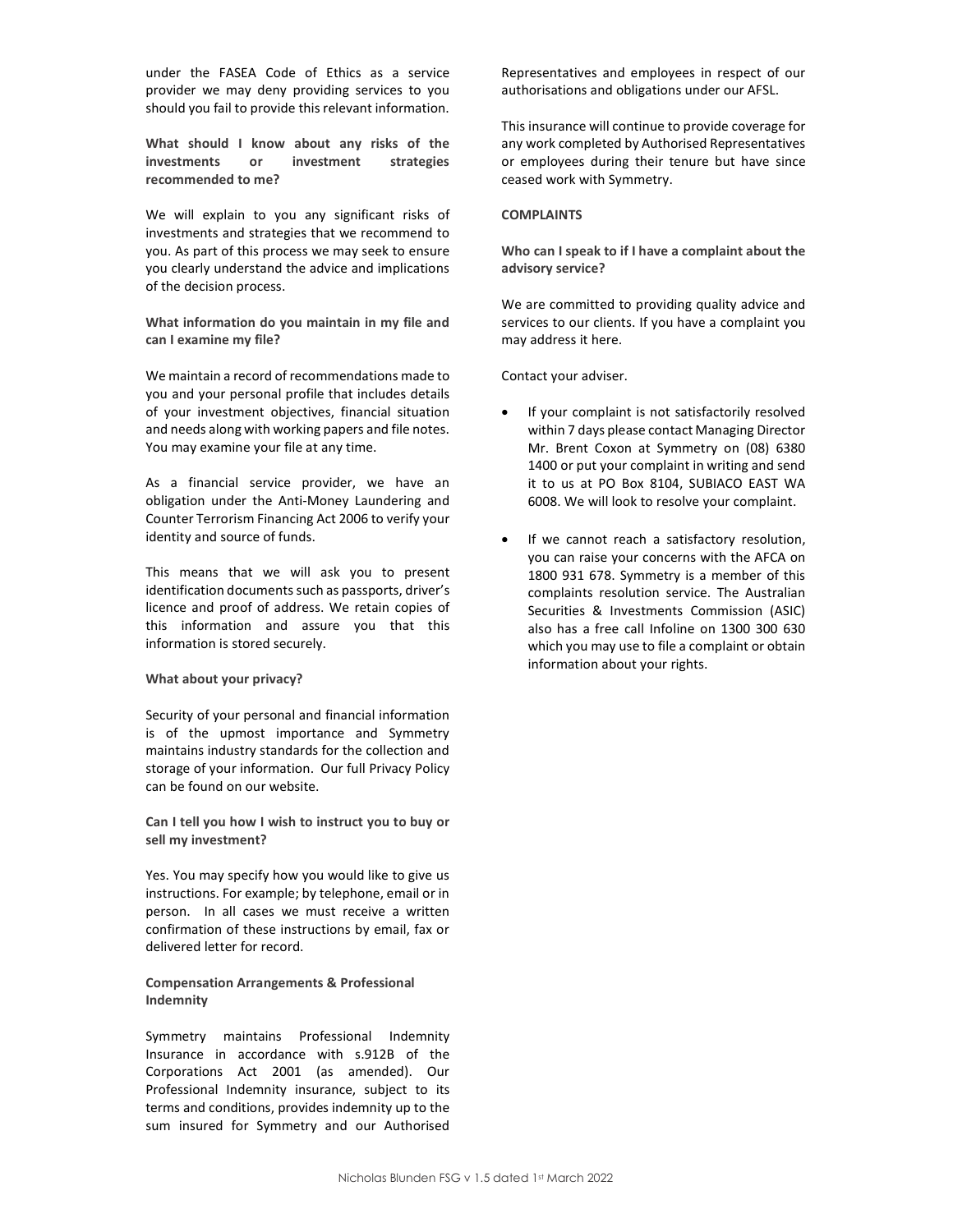under the FASEA Code of Ethics as a service provider we may deny providing services to you should you fail to provide this relevant information.

**What should I know about any risks of the investments or investment strategies recommended to me?**

We will explain to you any significant risks of investments and strategies that we recommend to you. As part of this process we may seek to ensure you clearly understand the advice and implications of the decision process.

**What information do you maintain in my file and can I examine my file?**

We maintain a record of recommendations made to you and your personal profile that includes details of your investment objectives, financial situation and needs along with working papers and file notes. You may examine your file at any time.

As a financial service provider, we have an obligation under the Anti-Money Laundering and Counter Terrorism Financing Act 2006 to verify your identity and source of funds.

This means that we will ask you to present identification documents such as passports, driver's licence and proof of address. We retain copies of this information and assure you that this information is stored securely.

**What about your privacy?**

Security of your personal and financial information is of the upmost importance and Symmetry maintains industry standards for the collection and storage of your information. Our full Privacy Policy can be found on our website.

**Can I tell you how I wish to instruct you to buy or sell my investment?**

Yes. You may specify how you would like to give us instructions. For example; by telephone, email or in person. In all cases we must receive a written confirmation of these instructions by email, fax or delivered letter for record.

**Compensation Arrangements & Professional Indemnity**

Symmetry maintains Professional Indemnity Insurance in accordance with s.912B of the Corporations Act 2001 (as amended). Our Professional Indemnity insurance, subject to its terms and conditions, provides indemnity up to the sum insured for Symmetry and our Authorised Representatives and employees in respect of our authorisations and obligations under our AFSL.

This insurance will continue to provide coverage for any work completed by Authorised Representatives or employees during their tenure but have since ceased work with Symmetry.

**COMPLAINTS**

**Who can I speak to if I have a complaint about the advisory service?**

We are committed to providing quality advice and services to our clients. If you have a complaint you may address it here.

Contact your adviser.

- If your complaint is not satisfactorily resolved within 7 days please contact Managing Director Mr. Brent Coxon at Symmetry on (08) 6380 1400 or put your complaint in writing and send it to us at PO Box 8104, SUBIACO EAST WA 6008. We will look to resolve your complaint.
- If we cannot reach a satisfactory resolution, you can raise your concerns with the AFCA on 1800 931 678. Symmetry is a member of this complaints resolution service. The Australian Securities & Investments Commission (ASIC) also has a free call Infoline on 1300 300 630 which you may use to file a complaint or obtain information about your rights.